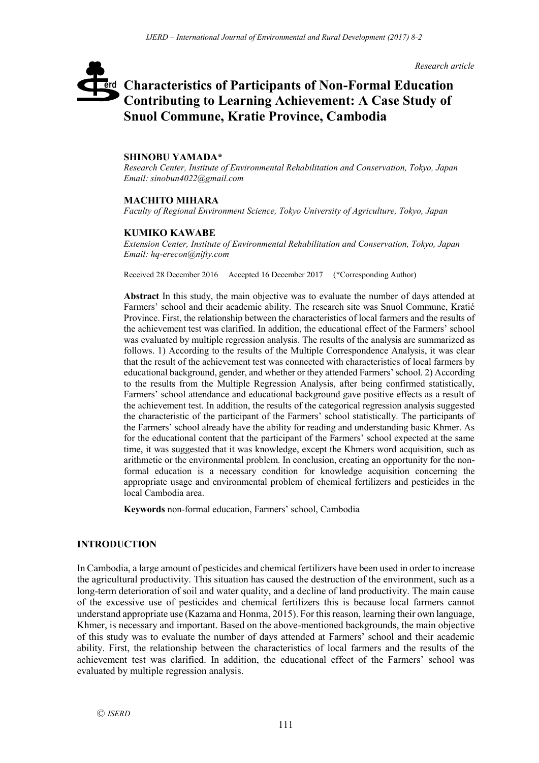*Research article*

# Characteristics of Participants of Non-Formal Education Contributing to Learning Achievement: A Case Study of Snuol Commune, Kratie Province, Cambodia

**SHINOBU YAMADA***
*Research Center, Institute of Environmental Rehabilitation and Conservation, Tokyo, Japan*
*Email: sinobun4022@gmail.com*

**MACHITO MIHARA**
*Faculty of Regional Environment Science, Tokyo University of Agriculture, Tokyo, Japan*

**KUMIKO KAWABE**
*Extension Center, Institute of Environmental Rehabilitation and Conservation, Tokyo, Japan*
*Email: hq-erecon@nifty.com*

Received 28 December 2016 Accepted 16 December 2017 (*Corresponding Author)

**Abstract** In this study, the main objective was to evaluate the number of days attended at Farmers' school and their academic ability. The research site was Snuol Commune, Kratié Province. First, the relationship between the characteristics of local farmers and the results of the achievement test was clarified. In addition, the educational effect of the Farmers' school was evaluated by multiple regression analysis. The results of the analysis are summarized as follows. 1) According to the results of the Multiple Correspondence Analysis, it was clear that the result of the achievement test was connected with characteristics of local farmers by educational background, gender, and whether or they attended Farmers' school. 2) According to the results from the Multiple Regression Analysis, after being confirmed statistically, Farmers' school attendance and educational background gave positive effects as a result of the achievement test. In addition, the results of the categorical regression analysis suggested the characteristic of the participant of the Farmers' school statistically. The participants of the Farmers' school already have the ability for reading and understanding basic Khmer. As for the educational content that the participant of the Farmers' school expected at the same time, it was suggested that it was knowledge, except the Khmers word acquisition, such as arithmetic or the environmental problem. In conclusion, creating an opportunity for the non-formal education is a necessary condition for knowledge acquisition concerning the appropriate usage and environmental problem of chemical fertilizers and pesticides in the local Cambodia area.

**Keywords** non-formal education, Farmers' school, Cambodia

## INTRODUCTION

In Cambodia, a large amount of pesticides and chemical fertilizers have been used in order to increase the agricultural productivity. This situation has caused the destruction of the environment, such as a long-term deterioration of soil and water quality, and a decline of land productivity. The main cause of the excessive use of pesticides and chemical fertilizers this is because local farmers cannot understand appropriate use (Kazama and Honma, 2015). For this reason, learning their own language, Khmer, is necessary and important. Based on the above-mentioned backgrounds, the main objective of this study was to evaluate the number of days attended at Farmers' school and their academic ability. First, the relationship between the characteristics of local farmers and the results of the achievement test was clarified. In addition, the educational effect of the Farmers' school was evaluated by multiple regression analysis.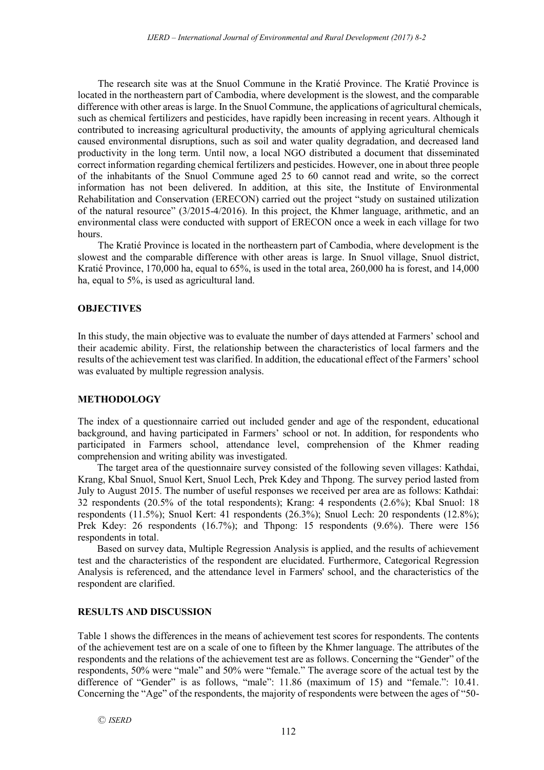The research site was at the Snuol Commune in the Kratié Province. The Kratié Province is located in the northeastern part of Cambodia, where development is the slowest, and the comparable difference with other areas is large. In the Snuol Commune, the applications of agricultural chemicals, such as chemical fertilizers and pesticides, have rapidly been increasing in recent years. Although it contributed to increasing agricultural productivity, the amounts of applying agricultural chemicals caused environmental disruptions, such as soil and water quality degradation, and decreased land productivity in the long term. Until now, a local NGO distributed a document that disseminated correct information regarding chemical fertilizers and pesticides. However, one in about three people of the inhabitants of the Snuol Commune aged 25 to 60 cannot read and write, so the correct information has not been delivered. In addition, at this site, the Institute of Environmental Rehabilitation and Conservation (ERECON) carried out the project "study on sustained utilization of the natural resource" (3/2015-4/2016). In this project, the Khmer language, arithmetic, and an environmental class were conducted with support of ERECON once a week in each village for two hours.

The Kratié Province is located in the northeastern part of Cambodia, where development is the slowest and the comparable difference with other areas is large. In Snuol village, Snuol district, Kratié Province, 170,000 ha, equal to 65%, is used in the total area, 260,000 ha is forest, and 14,000 ha, equal to 5%, is used as agricultural land.

## OBJECTIVES

In this study, the main objective was to evaluate the number of days attended at Farmers' school and their academic ability. First, the relationship between the characteristics of local farmers and the results of the achievement test was clarified. In addition, the educational effect of the Farmers' school was evaluated by multiple regression analysis.

## METHODOLOGY

The index of a questionnaire carried out included gender and age of the respondent, educational background, and having participated in Farmers' school or not. In addition, for respondents who participated in Farmers school, attendance level, comprehension of the Khmer reading comprehension and writing ability was investigated.

The target area of the questionnaire survey consisted of the following seven villages: Kathdai, Krang, Kbal Snuol, Snuol Kert, Snuol Lech, Prek Kdey and Thpong. The survey period lasted from July to August 2015. The number of useful responses we received per area are as follows: Kathdai: 32 respondents (20.5% of the total respondents); Krang: 4 respondents (2.6%); Kbal Snuol: 18 respondents (11.5%); Snuol Kert: 41 respondents (26.3%); Snuol Lech: 20 respondents (12.8%); Prek Kdey: 26 respondents (16.7%); and Thpong: 15 respondents (9.6%). There were 156 respondents in total.

Based on survey data, Multiple Regression Analysis is applied, and the results of achievement test and the characteristics of the respondent are elucidated. Furthermore, Categorical Regression Analysis is referenced, and the attendance level in Farmers' school, and the characteristics of the respondent are clarified.

## RESULTS AND DISCUSSION

Table 1 shows the differences in the means of achievement test scores for respondents. The contents of the achievement test are on a scale of one to fifteen by the Khmer language. The attributes of the respondents and the relations of the achievement test are as follows. Concerning the "Gender" of the respondents, 50% were "male" and 50% were "female." The average score of the actual test by the difference of "Gender" is as follows, "male": 11.86 (maximum of 15) and "female.": 10.41. Concerning the "Age" of the respondents, the majority of respondents were between the ages of "50-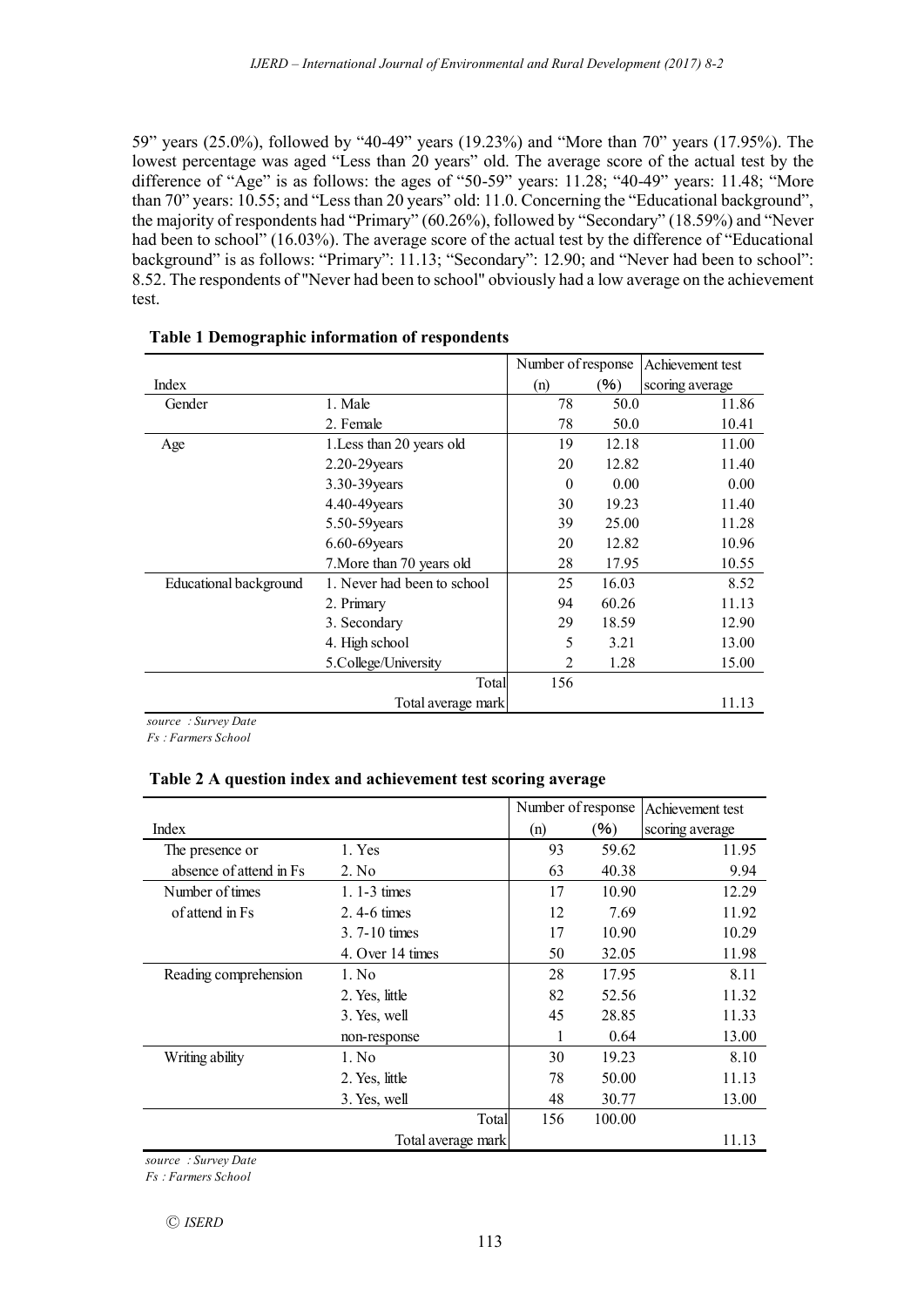59" years (25.0%), followed by "40-49" years (19.23%) and "More than 70" years (17.95%). The lowest percentage was aged "Less than 20 years" old. The average score of the actual test by the difference of "Age" is as follows: the ages of "50-59" years: 11.28; "40-49" years: 11.48; "More than 70" years: 10.55; and "Less than 20 years" old: 11.0. Concerning the "Educational background", the majority of respondents had "Primary" (60.26%), followed by "Secondary" (18.59%) and "Never had been to school" (16.03%). The average score of the actual test by the difference of "Educational background" is as follows: "Primary": 11.13; "Secondary": 12.90; and "Never had been to school": 8.52. The respondents of "Never had been to school" obviously had a low average on the achievement test.

**Table 1 Demographic information of respondents**

| Index | | Number of response (n) | (%) | Achievement test scoring average |
|---|---|---|---|---|
| Gender | 1. Male | 78 | 50.0 | 11.86 |
| | 2. Female | 78 | 50.0 | 10.41 |
| Age | 1.Less than 20 years old | 19 | 12.18 | 11.00 |
| | 2.20-29years | 20 | 12.82 | 11.40 |
| | 3.30-39years | 0 | 0.00 | 0.00 |
| | 4.40-49years | 30 | 19.23 | 11.40 |
| | 5.50-59years | 39 | 25.00 | 11.28 |
| | 6.60-69years | 20 | 12.82 | 10.96 |
| | 7.More than 70 years old | 28 | 17.95 | 10.55 |
| Educational background | 1. Never had been to school | 25 | 16.03 | 8.52 |
| | 2. Primary | 94 | 60.26 | 11.13 |
| | 3. Secondary | 29 | 18.59 | 12.90 |
| | 4. High school | 5 | 3.21 | 13.00 |
| | 5.College/University | 2 | 1.28 | 15.00 |
| | Total | 156 | | |
| | Total average mark | | | 11.13 |

*source : Survey Date*
*Fs : Farmers School*

**Table 2 A question index and achievement test scoring average**

| Index | | Number of response (n) | (%) | Achievement test scoring average |
|---|---|---|---|---|
| The presence or absence of attend in Fs | 1. Yes | 93 | 59.62 | 11.95 |
| | 2. No | 63 | 40.38 | 9.94 |
| Number of times of attend in Fs | 1. 1-3 times | 17 | 10.90 | 12.29 |
| | 2. 4-6 times | 12 | 7.69 | 11.92 |
| | 3. 7-10 times | 17 | 10.90 | 10.29 |
| | 4. Over 14 times | 50 | 32.05 | 11.98 |
| Reading comprehension | 1. No | 28 | 17.95 | 8.11 |
| | 2. Yes, little | 82 | 52.56 | 11.32 |
| | 3. Yes, well | 45 | 28.85 | 11.33 |
| | non-response | 1 | 0.64 | 13.00 |
| Writing ability | 1. No | 30 | 19.23 | 8.10 |
| | 2. Yes, little | 78 | 50.00 | 11.13 |
| | 3. Yes, well | 48 | 30.77 | 13.00 |
| | Total | 156 | 100.00 | |
| | Total average mark | | | 11.13 |

*source : Survey Date*
*Fs : Farmers School*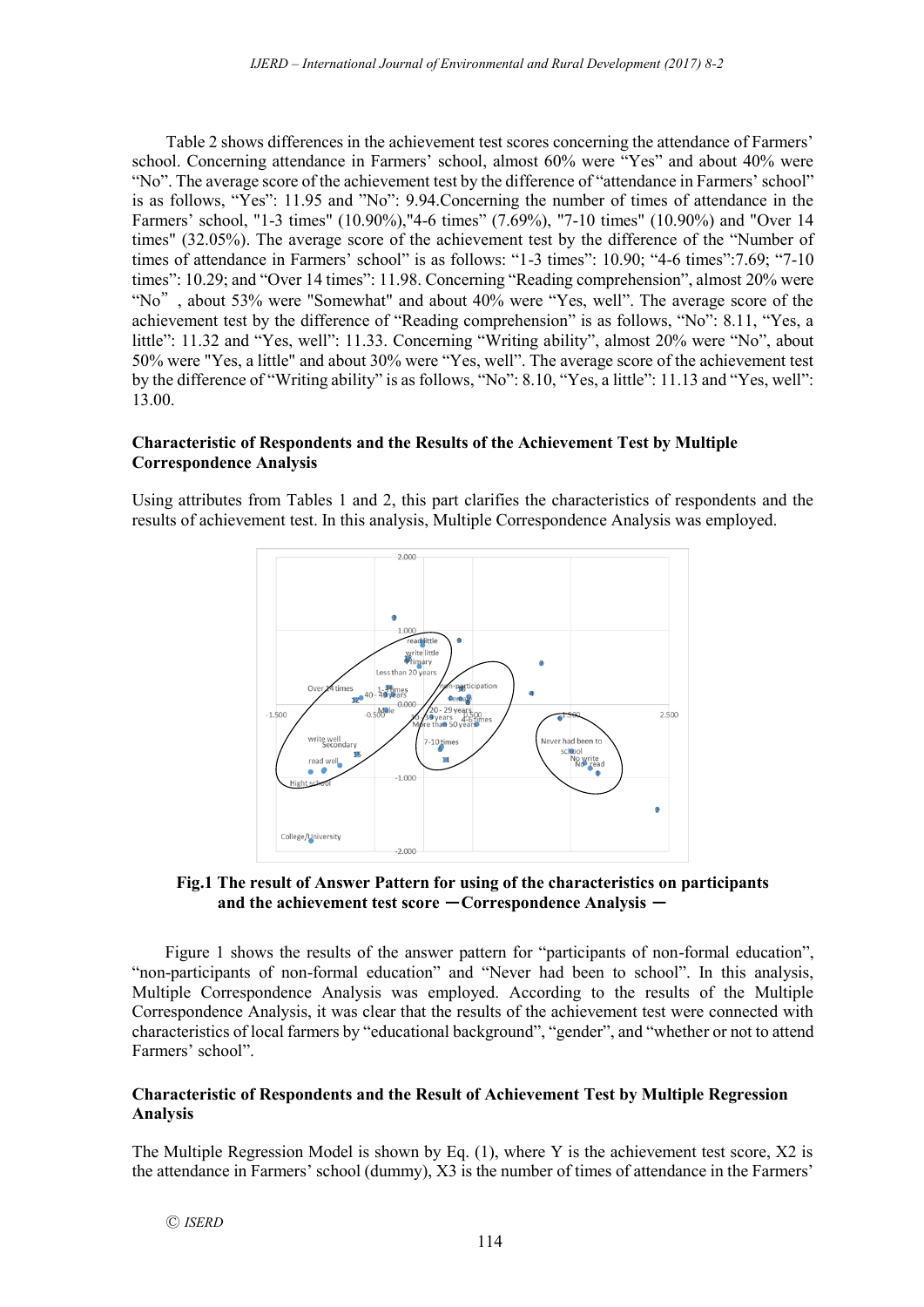Table 2 shows differences in the achievement test scores concerning the attendance of Farmers' school. Concerning attendance in Farmers' school, almost 60% were "Yes" and about 40% were "No". The average score of the achievement test by the difference of "attendance in Farmers' school" is as follows, "Yes": 11.95 and "No": 9.94.Concerning the number of times of attendance in the Farmers' school, "1-3 times" (10.90%),"4-6 times" (7.69%), "7-10 times" (10.90%) and "Over 14 times" (32.05%). The average score of the achievement test by the difference of the "Number of times of attendance in Farmers' school" is as follows: "1-3 times": 10.90; "4-6 times":7.69; "7-10 times": 10.29; and "Over 14 times": 11.98. Concerning "Reading comprehension", almost 20% were "No" , about 53% were "Somewhat" and about 40% were "Yes, well". The average score of the achievement test by the difference of "Reading comprehension" is as follows, "No": 8.11, "Yes, a little": 11.32 and "Yes, well": 11.33. Concerning "Writing ability", almost 20% were "No", about 50% were "Yes, a little" and about 30% were "Yes, well". The average score of the achievement test by the difference of "Writing ability" is as follows, "No": 8.10, "Yes, a little": 11.13 and "Yes, well": 13.00.

### Characteristic of Respondents and the Results of the Achievement Test by Multiple Correspondence Analysis

Using attributes from Tables 1 and 2, this part clarifies the characteristics of respondents and the results of achievement test. In this analysis, Multiple Correspondence Analysis was employed.

**Fig.1 The result of Answer Pattern for using of the characteristics on participants and the achievement test score ―Correspondence Analysis ―**

Figure 1 shows the results of the answer pattern for "participants of non-formal education", "non-participants of non-formal education" and "Never had been to school". In this analysis, Multiple Correspondence Analysis was employed. According to the results of the Multiple Correspondence Analysis, it was clear that the results of the achievement test were connected with characteristics of local farmers by "educational background", "gender", and "whether or not to attend Farmers' school".

### Characteristic of Respondents and the Result of Achievement Test by Multiple Regression Analysis

The Multiple Regression Model is shown by Eq. (1), where Y is the achievement test score, X2 is the attendance in Farmers' school (dummy), X3 is the number of times of attendance in the Farmers'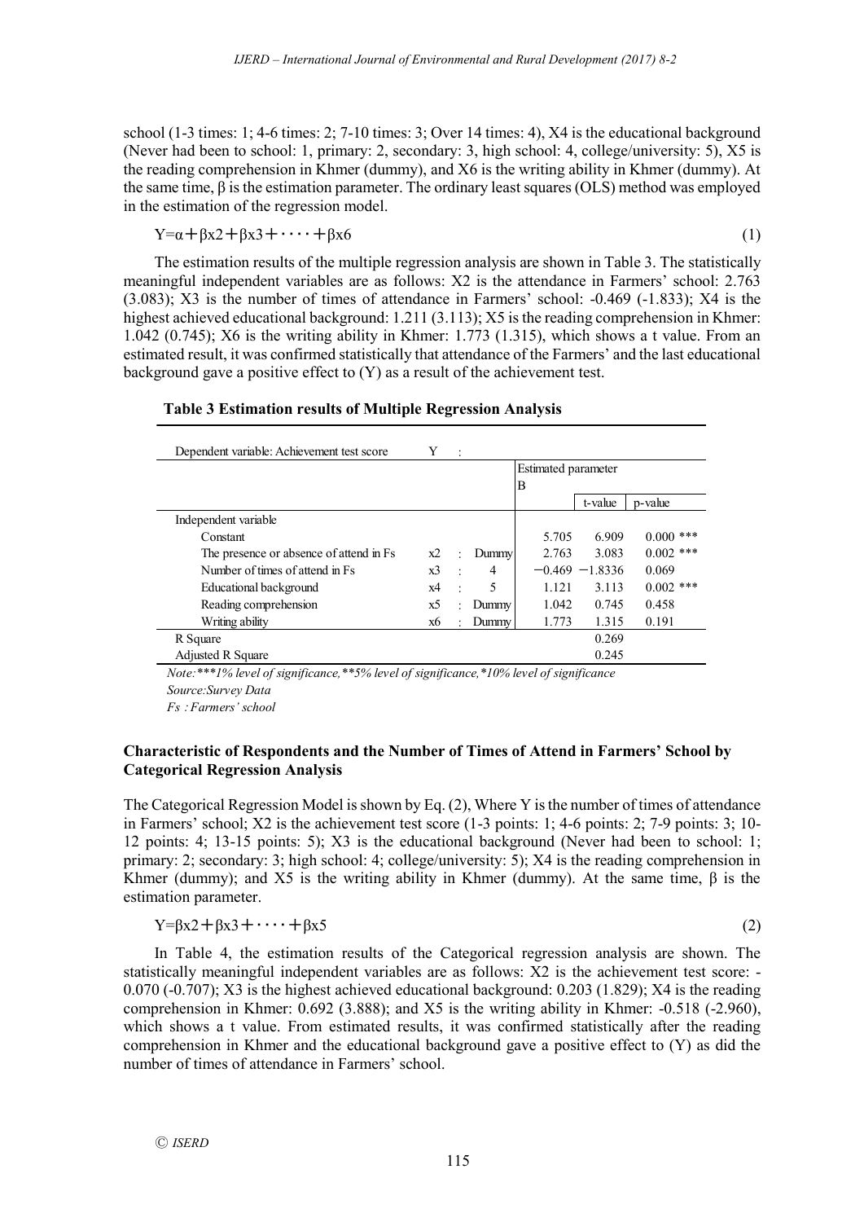school (1-3 times: 1; 4-6 times: 2; 7-10 times: 3; Over 14 times: 4), X4 is the educational background (Never had been to school: 1, primary: 2, secondary: 3, high school: 4, college/university: 5), X5 is the reading comprehension in Khmer (dummy), and X6 is the writing ability in Khmer (dummy). At the same time, β is the estimation parameter. The ordinary least squares (OLS) method was employed in the estimation of the regression model.

$$Y=\alpha+\beta x2+\beta x3+\cdots+\beta x6 \tag{1}$$

The estimation results of the multiple regression analysis are shown in Table 3. The statistically meaningful independent variables are as follows: X2 is the attendance in Farmers' school: 2.763 (3.083); X3 is the number of times of attendance in Farmers' school: -0.469 (-1.833); X4 is the highest achieved educational background: 1.211 (3.113); X5 is the reading comprehension in Khmer: 1.042 (0.745); X6 is the writing ability in Khmer: 1.773 (1.315), which shows a t value. From an estimated result, it was confirmed statistically that attendance of the Farmers' and the last educational background gave a positive effect to (Y) as a result of the achievement test.

**Table 3 Estimation results of Multiple Regression Analysis**

| Dependent variable: Achievement test score | Y | : | | | | |
|---|---|---|---|---|---|---|
| | | | | Estimated parameter | | |
| | | | | B | | |
| | | | | | t-value | p-value |
| Independent variable | | | | | | |
| Constant | | | | 5.705 | 6.909 | 0.000 *** |
| The presence or absence of attend in Fs | x2 | : | Dummy | 2.763 | 3.083 | 0.002 *** |
| Number of times of attend in Fs | x3 | : | 4 | −0.469 | −1.8336 | 0.069 |
| Educational background | x4 | : | 5 | 1.121 | 3.113 | 0.002 *** |
| Reading comprehension | x5 | : | Dummy | 1.042 | 0.745 | 0.458 |
| Writing ability | x6 | : | Dummy | 1.773 | 1.315 | 0.191 |
| R Square | | | | | 0.269 | |
| Adjusted R Square | | | | | 0.245 | |

*Note:\*\*\*1% level of significance,\*\*5% level of significance,\*10% level of significance*

*Source:Survey Data*

*Fs : Farmers' school*

### Characteristic of Respondents and the Number of Times of Attend in Farmers' School by Categorical Regression Analysis

The Categorical Regression Model is shown by Eq. (2), Where Y is the number of times of attendance in Farmers' school; X2 is the achievement test score (1-3 points: 1; 4-6 points: 2; 7-9 points: 3; 10-12 points: 4; 13-15 points: 5); X3 is the educational background (Never had been to school: 1; primary: 2; secondary: 3; high school: 4; college/university: 5); X4 is the reading comprehension in Khmer (dummy); and X5 is the writing ability in Khmer (dummy). At the same time, β is the estimation parameter.

$$Y=\beta x2+\beta x3+\cdots+\beta x5 \tag{2}$$

In Table 4, the estimation results of the Categorical regression analysis are shown. The statistically meaningful independent variables are as follows: X2 is the achievement test score: -0.070 (-0.707); X3 is the highest achieved educational background: 0.203 (1.829); X4 is the reading comprehension in Khmer: 0.692 (3.888); and X5 is the writing ability in Khmer: -0.518 (-2.960), which shows a t value. From estimated results, it was confirmed statistically after the reading comprehension in Khmer and the educational background gave a positive effect to (Y) as did the number of times of attendance in Farmers' school.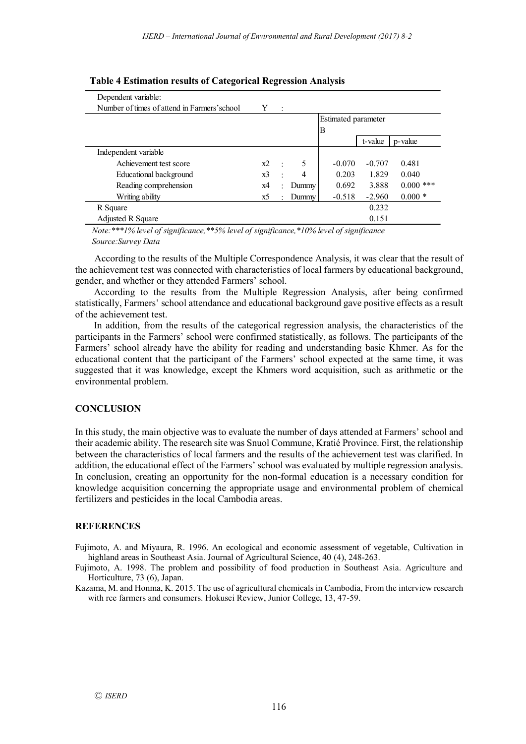**Table 4 Estimation results of Categorical Regression Analysis**

| | | | | | | |
|---|---|---|---|---|---|---|
| Dependent variable: | | | | | | |
| Number of times of attend in Farmers'school | Y | : | | | | |
| | | | | Estimated parameter | | |
| | | | | B | | |
| | | | | | t-value | p-value |
| Independent variable | | | | | | |
| Achievement test score | x2 | : | 5 | -0.070 | -0.707 | 0.481 |
| Educational background | x3 | : | 4 | 0.203 | 1.829 | 0.040 |
| Reading comprehension | x4 | : | Dummy | 0.692 | 3.888 | 0.000 *** |
| Writing ability | x5 | : | Dummy | -0.518 | -2.960 | 0.000 * |
| R Square | | | | | 0.232 | |
| Adjusted R Square | | | | | 0.151 | |

*Note:***1% level of significance,**5% level of significance,*10% level of significance*
*Source:Survey Data*

According to the results of the Multiple Correspondence Analysis, it was clear that the result of the achievement test was connected with characteristics of local farmers by educational background, gender, and whether or they attended Farmers' school.

According to the results from the Multiple Regression Analysis, after being confirmed statistically, Farmers' school attendance and educational background gave positive effects as a result of the achievement test.

In addition, from the results of the categorical regression analysis, the characteristics of the participants in the Farmers' school were confirmed statistically, as follows. The participants of the Farmers' school already have the ability for reading and understanding basic Khmer. As for the educational content that the participant of the Farmers' school expected at the same time, it was suggested that it was knowledge, except the Khmers word acquisition, such as arithmetic or the environmental problem.

## CONCLUSION

In this study, the main objective was to evaluate the number of days attended at Farmers' school and their academic ability. The research site was Snuol Commune, Kratié Province. First, the relationship between the characteristics of local farmers and the results of the achievement test was clarified. In addition, the educational effect of the Farmers' school was evaluated by multiple regression analysis. In conclusion, creating an opportunity for the non-formal education is a necessary condition for knowledge acquisition concerning the appropriate usage and environmental problem of chemical fertilizers and pesticides in the local Cambodia areas.

## REFERENCES

Fujimoto, A. and Miyaura, R. 1996. An ecological and economic assessment of vegetable, Cultivation in highland areas in Southeast Asia. Journal of Agricultural Science, 40 (4), 248-263.

Fujimoto, A. 1998. The problem and possibility of food production in Southeast Asia. Agriculture and Horticulture, 73 (6), Japan.

Kazama, M. and Honma, K. 2015. The use of agricultural chemicals in Cambodia, From the interview research with rce farmers and consumers. Hokusei Review, Junior College, 13, 47-59.